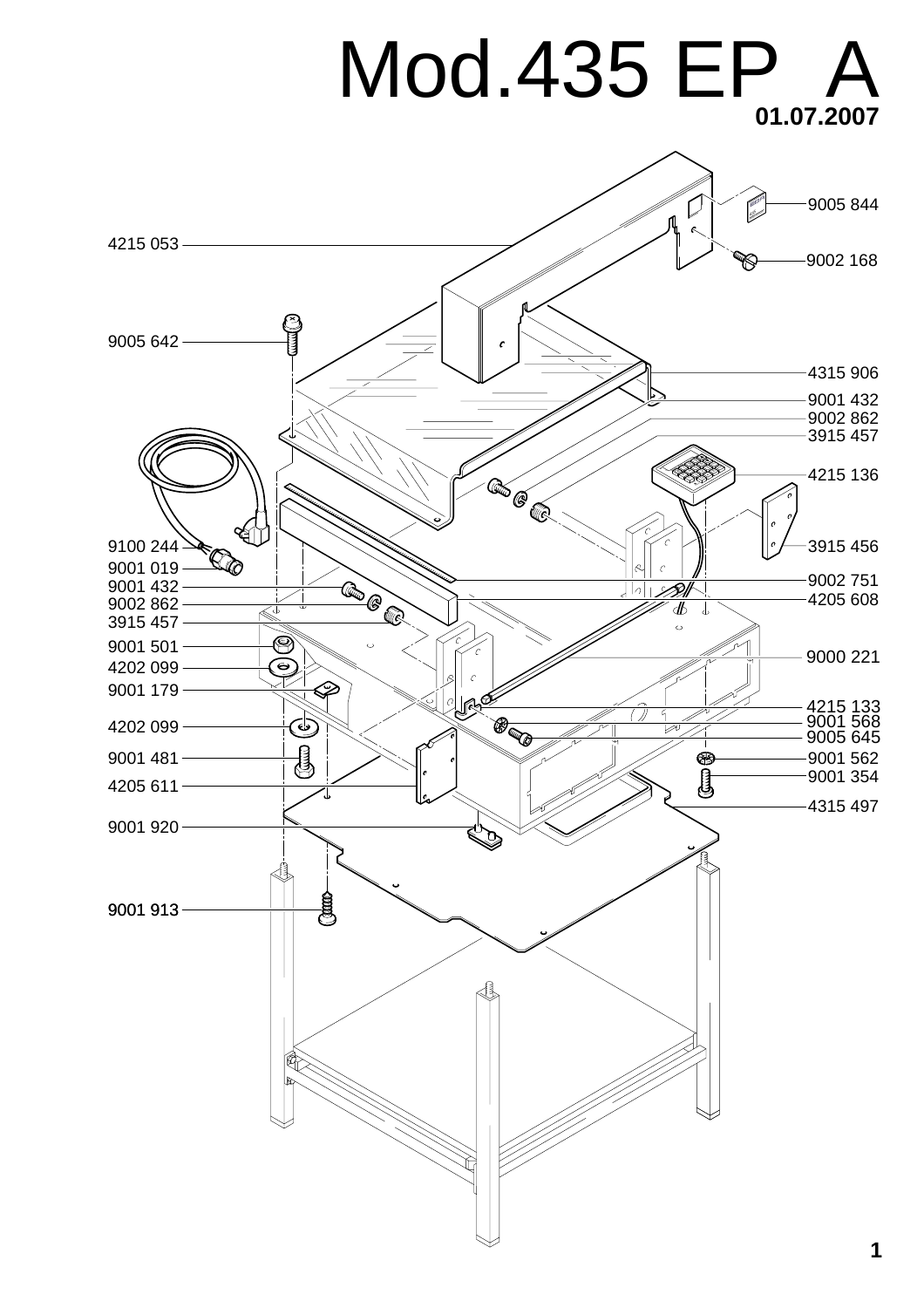# Mod.435 EP A

**01.07.2007**

4215 053

9005 642

9100 244

9001 019

9001 432

9002 862

3915 457

9001 501

4202 099

9001 179

4202 099

9001 481

4205 611

9001 920

9001 913

9005 844

9002 168

4315 906

9001 432

9002 862

3915 457

4215 136

3915 456

9002 751

4205 608

9000 221

4215 133

9001 568

9005 645

9001 562

9001 354

4315 497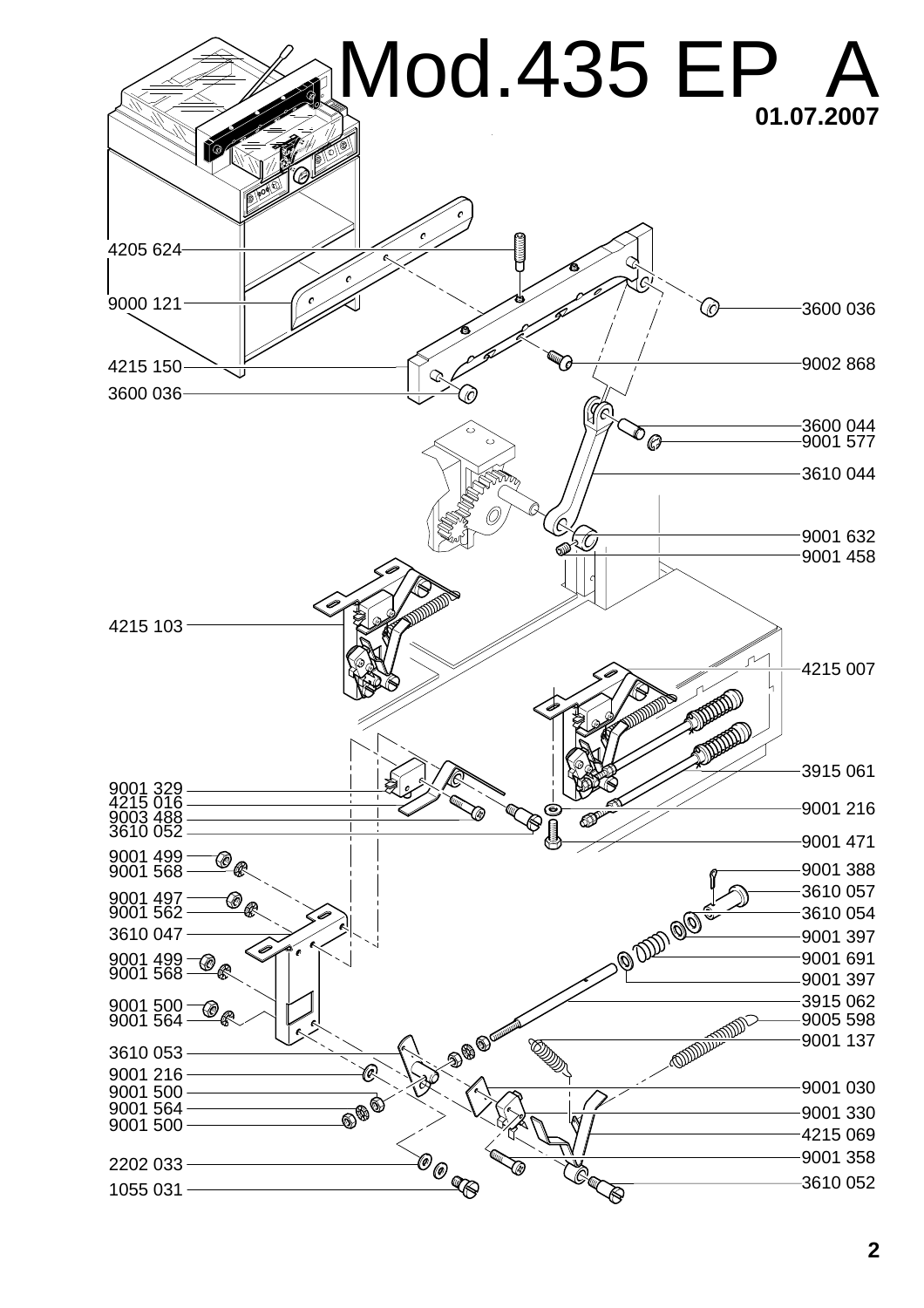# Mod.435 EP A

**01.07.2007**

4205 624
9000 121
4215 150
3600 036
4215 103
9001 329
4215 016
9003 488
3610 052
9001 499
9001 568
9001 497
9001 562
3610 047
9001 499
9001 568
9001 500
9001 564
3610 053
9001 216
9001 500
9001 564
9001 500
2202 033
1055 031

3600 036
9002 868
3600 044
9001 577
3610 044
9001 632
9001 458
4215 007
3915 061
9001 216
9001 471
9001 388
3610 057
3610 054
9001 397
9001 691
9001 397
3915 062
9005 598
9001 137
9001 030
9001 330
4215 069
9001 358
3610 052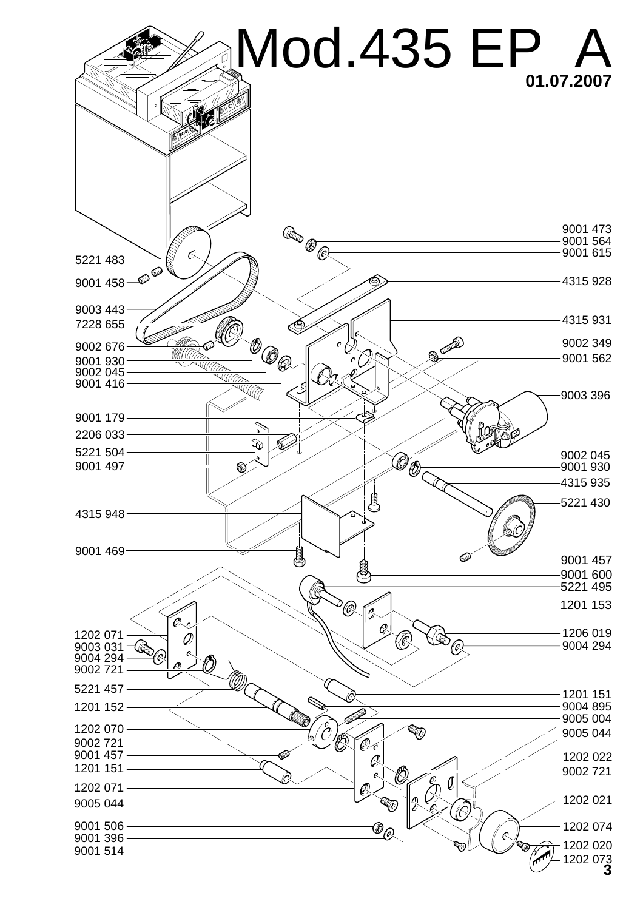# Mod.435 EP A

**01.07.2007**

9001 473
9001 564
9001 615
5221 483
4315 928
9001 458
9003 443
4315 931
7228 655
9002 349
9002 676
9001 562
9001 930
9002 045
9001 416
9003 396
9001 179
2206 033
5221 504
9002 045
9001 497
9001 930
4315 935
5221 430
4315 948
9001 469
9001 457
9001 600
5221 495
1201 153
1206 019
1202 071
9004 294
9003 031
9004 294
9002 721
5221 457
1201 151
1201 152
9004 895
9005 004
1202 070
9005 044
9002 721
9001 457
1202 022
1201 151
9002 721
1202 071
1202 021
9005 044
9001 506
1202 074
9001 396
1202 020
9001 514
1202 073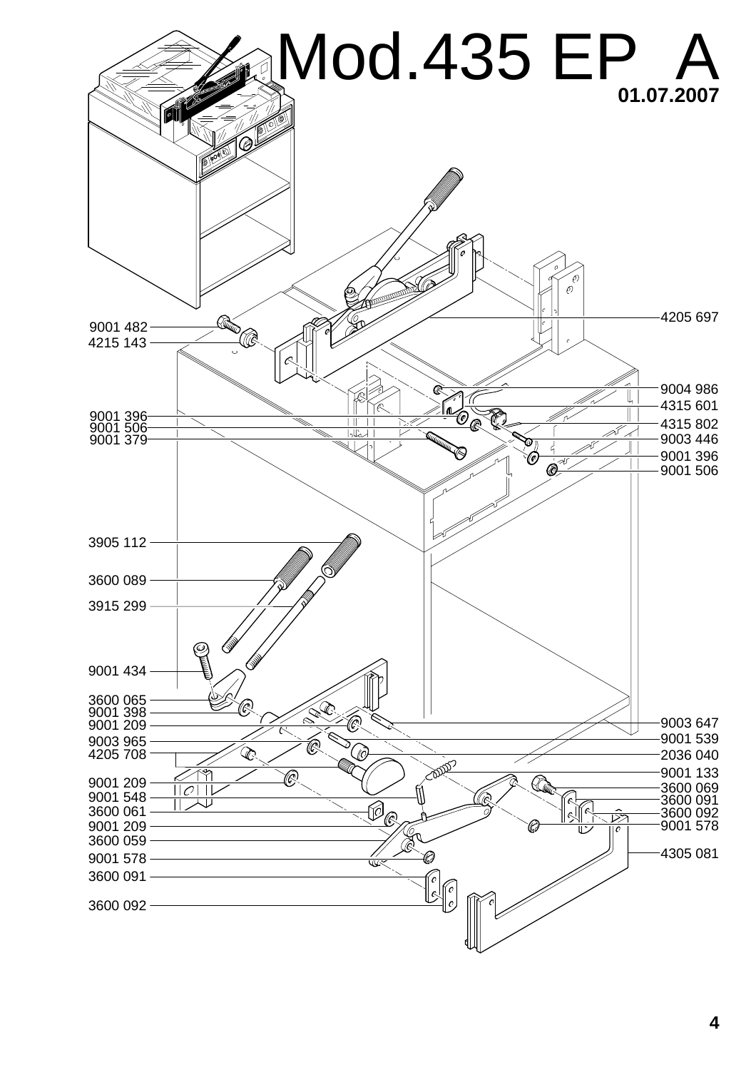# Mod.435 EP A

**01.07.2007**

9001 482
4215 143
9001 396
9001 506
9001 379
3905 112
3600 089
3915 299
9001 434
3600 065
9001 398
9001 209
9003 965
4205 708
9001 209
9001 548
3600 061
9001 209
3600 059
9001 578
3600 091
3600 092

4205 697
9004 986
4315 601
4315 802
9003 446
9001 396
9001 506
9003 647
9001 539
2036 040
9001 133
3600 069
3600 091
3600 092
9001 578
4305 081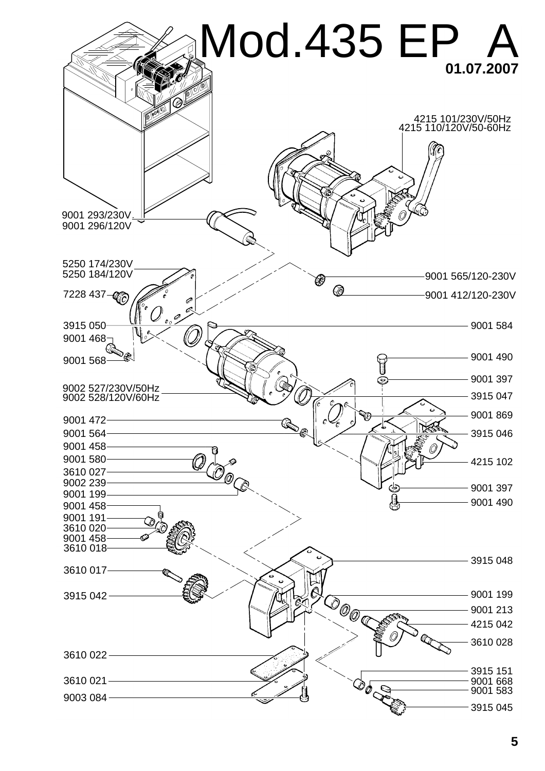# Mod.435 EP A

**01.07.2007**

4215 101/230V/50Hz
4215 110/120V/50-60Hz

9001 293/230V
9001 296/120V

5250 174/230V
5250 184/120V

9001 565/120-230V

7228 437

9001 412/120-230V

3915 050

9001 584

9001 468

9001 568

9001 490

9001 397

9002 527/230V/50Hz
9002 528/120V/60Hz

3915 047

9001 472

9001 869

9001 564

3915 046

9001 458

9001 580

4215 102

3610 027

9002 239

9001 397

9001 199

9001 490

9001 458

9001 191

3610 020

9001 458

3610 018

3915 048

3610 017

3915 042

9001 199

9001 213

4215 042

3610 028

3610 022

3915 151

9001 668

9001 583

3610 021

9003 084

3915 045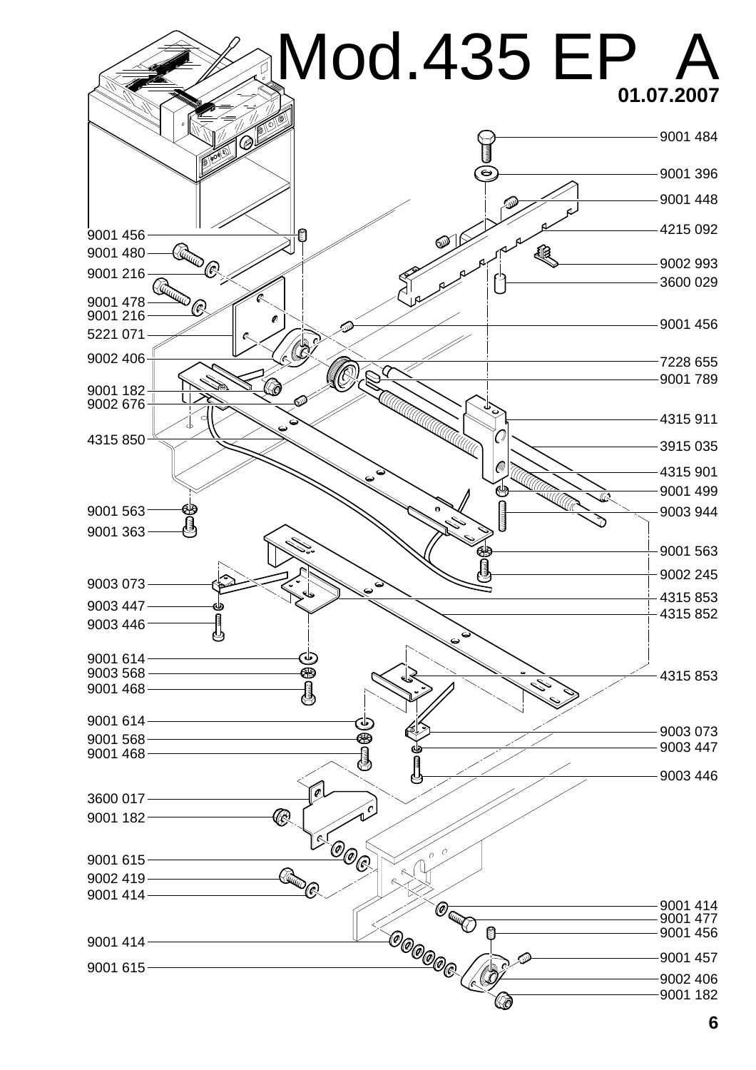# Mod.435 EP A

**01.07.2007**

9001 484
9001 396
9001 448
4215 092
9002 993
3600 029
9001 456
7228 655
9001 789
4315 911
3915 035
4315 901
9001 499
9003 944
9001 563
9002 245
4315 853
4315 852
4315 853
9003 073
9003 447
9003 446
9001 414
9001 477
9001 456
9001 457
9002 406
9001 182

9001 456
9001 480
9001 216
9001 478
9001 216
5221 071
9002 406
9001 182
9002 676
4315 850
9001 563
9001 363
9003 073
9003 447
9003 446
9001 614
9003 568
9001 468
9001 614
9001 568
9001 468
3600 017
9001 182
9001 615
9002 419
9001 414
9001 414
9001 615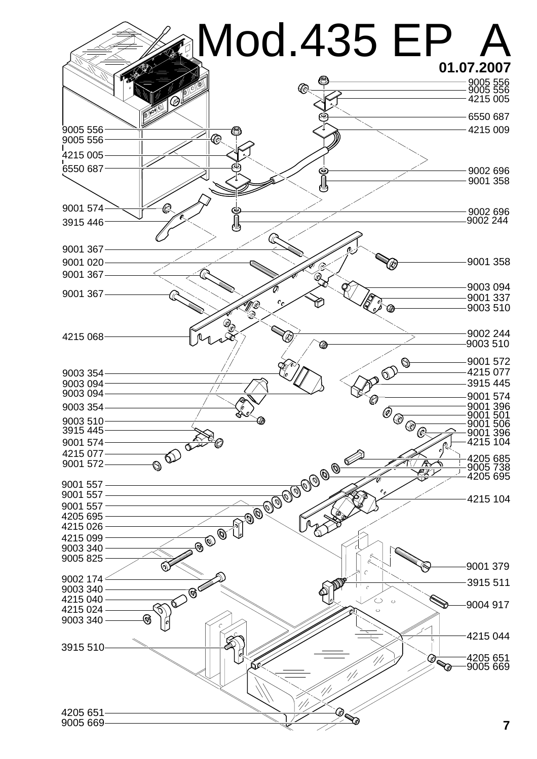# Mod.435 EP A

**01.07.2007**

9005 556
9005 556
4215 005
6550 687
4215 009
9002 696
9001 358
9002 696
9002 244
9001 358
9003 094
9001 337
9003 510
9002 244
9003 510
9001 572
4215 077
3915 445
9001 574
9001 396
9001 501
9001 506
9001 396
4215 104
4205 685
9005 738
4205 695
4215 104
9001 379
3915 511
9004 917
4215 044
4205 651
9005 669

9005 556
9005 556
4215 005
6550 687
9001 574
3915 446
9001 367
9001 020
9001 367
9001 367
4215 068
9003 354
9003 094
9003 094
9003 354
9003 510
3915 445
9001 574
4215 077
9001 572
9001 557
9001 557
9001 557
4205 695
4215 026
4215 099
9003 340
9005 825
9002 174
9003 340
4215 040
4215 024
9003 340
3915 510
4205 651
9005 669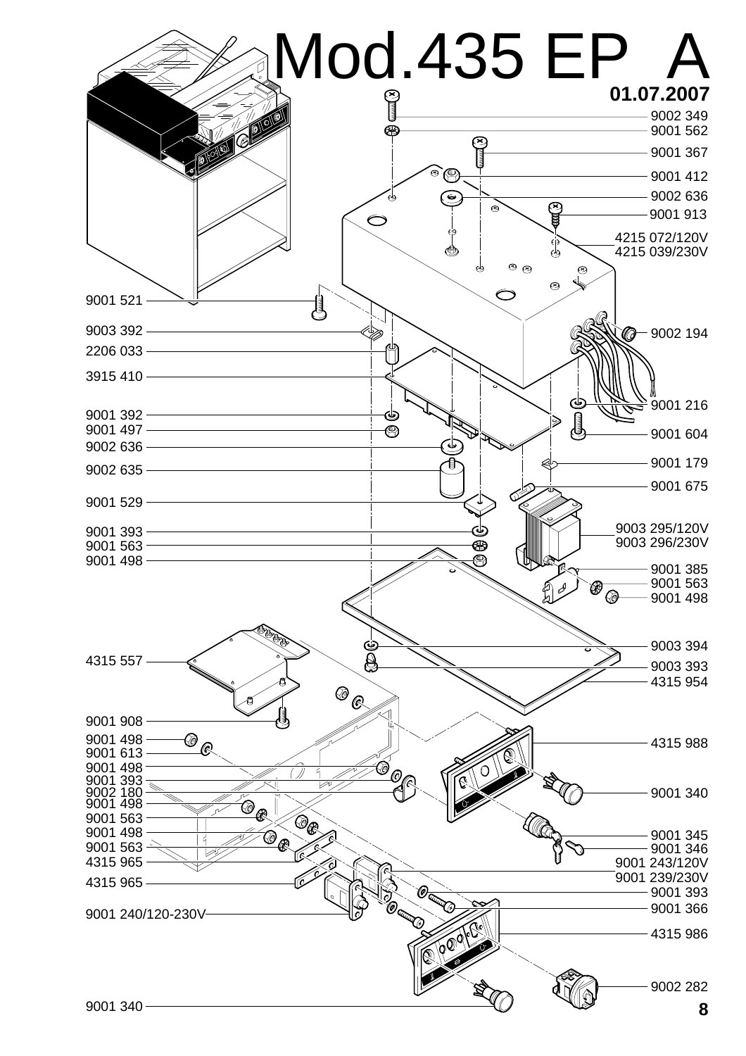# Mod.435 EP A

**01.07.2007**

9002 349
9001 562
9001 367
9001 412
9002 636
9001 913
4215 072/120V
4215 039/230V
9001 521
9003 392
2206 033
3915 410
9002 194
9001 216
9001 392
9001 497
9002 636
9001 604
9001 179
9002 635
9001 675
9001 529
9003 295/120V
9003 296/230V
9001 393
9001 563
9001 498
9001 385
9001 563
9001 498
9003 394
4315 557
9003 393
4315 954
9001 908
9001 498
9001 613
4315 988
9001 498
9001 393
9002 180
9001 340
9001 498
9001 563
9001 498
9001 345
9001 563
9001 346
4315 965
9001 243/120V
9001 239/230V
4315 965
9001 393
9001 366
9001 240/120-230V
4315 986
9002 282
9001 340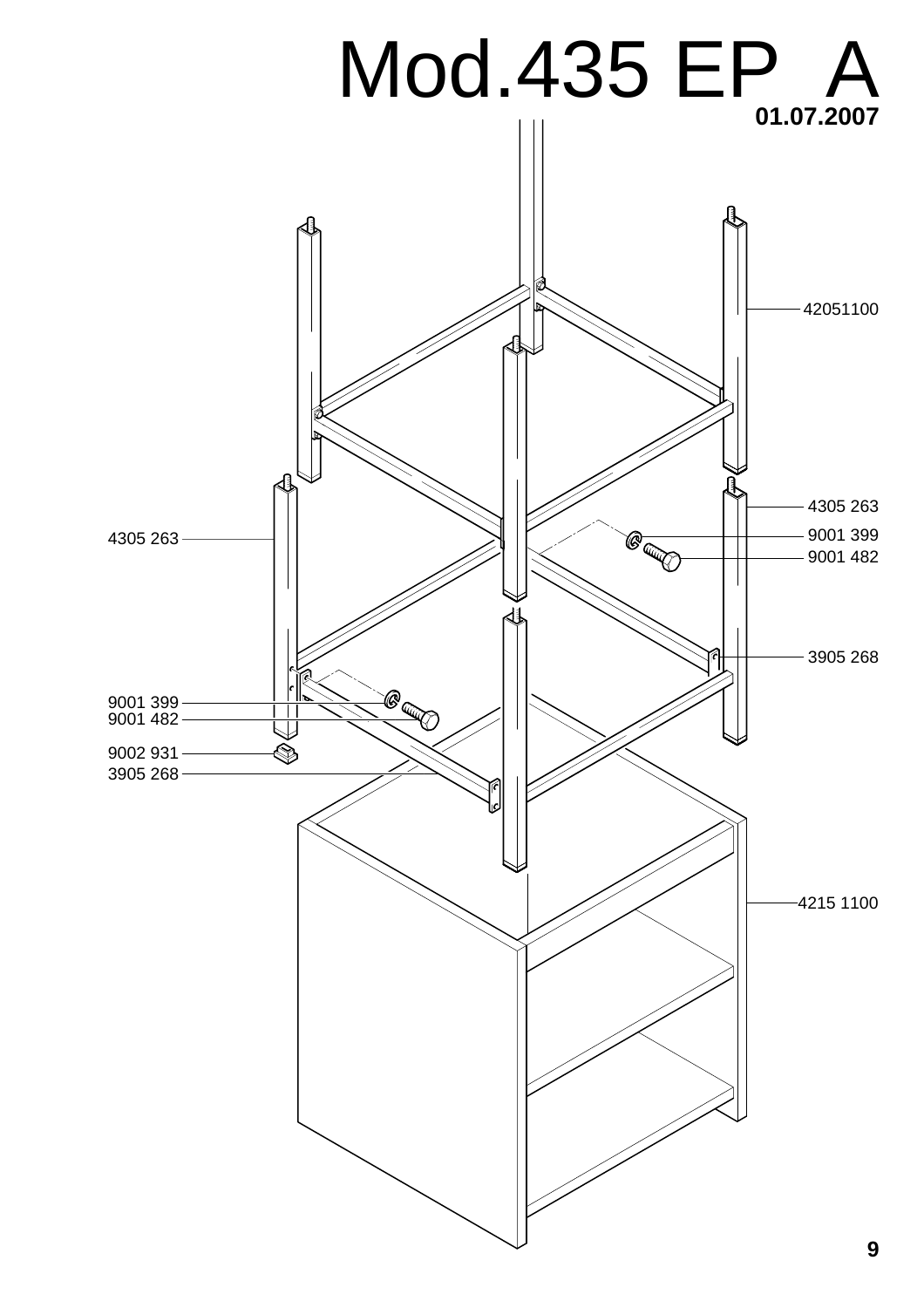# Mod.435 EP A

**01.07.2007**

42051100

4305 263

9001 399

9001 482

3905 268

4305 263

9001 399

9001 482

9002 931

3905 268

4215 1100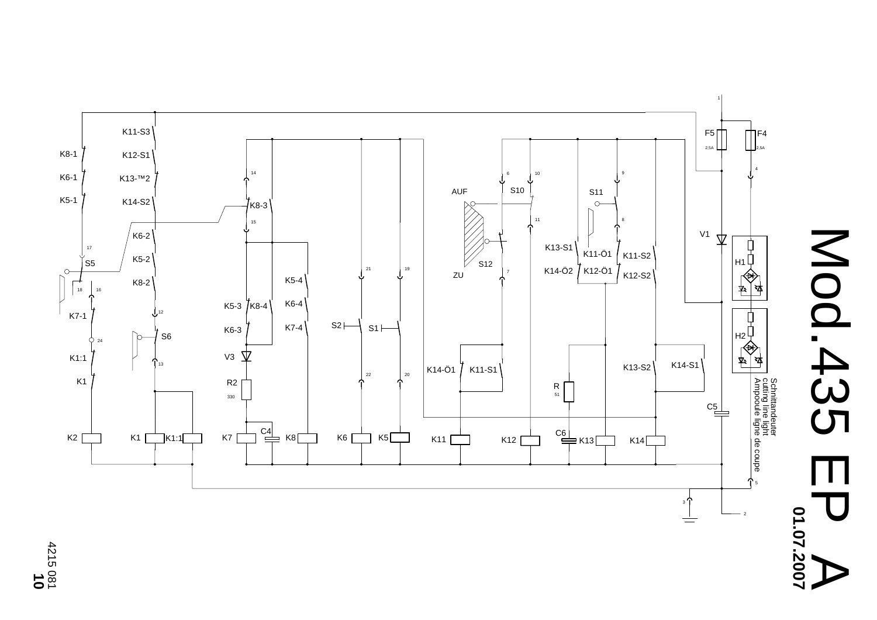# Mod.435 EP A

01.07.2007

K11-S3

K8-1

K12-S1

K6-1

K13-™2

K5-1

K14-S2

K6-2

K5-2

S5

K8-2

K7-1

S6

K1:1

V3

K1

R2

330

K2

K1

K1:1

K7

C4

K8

K6

K5

K11

K12

C6

K13

K14

K8-3

K5-4

K5-3

K8-4

K6-4

K6-3

K7-4

S2

S1

AUF

S10

S11

S12

ZU

K13-S1

K11-Ö1

K11-S2

K14-Ö2

K12-Ö1

K12-S2

K14-Ö1

K11-S1

K13-S2

K14-S1

R

51

C5

F5

2,5A

F4

2,5A

V1

H1

H2

Schnittandeuter
cutting line light
Ampoule ligne de coupe

1 2 3 4 5 6 7 8 9 10 11 12 13 14 15 16 17 18 19 20 21 22 24

4215 081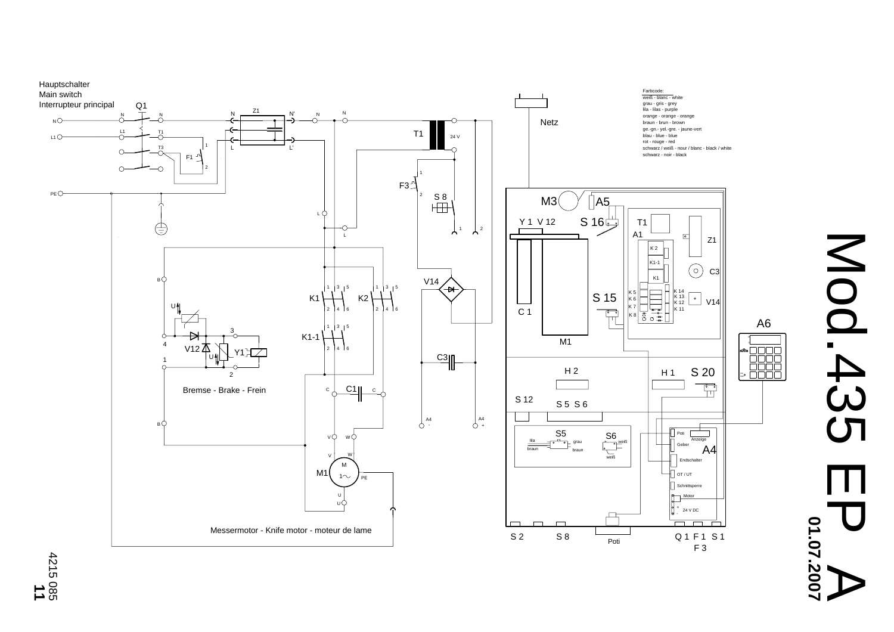Hauptschalter
Main switch
Interrupteur principal

Q1

Z1

T1

24 V

F1

F3

S 8

Netz

Farbcode:

- weiß - blanc - white
- grau - gris - grey
- lila - lilas - purple
- orange - orange - orange
- braun - brun - brown
- ge.-gn.- yel.-gre. - jaune-vert
- blau - blue - blue
- rot - rouge - red
- schwarz / weiß - nour / blanc - black / white
- schwarz - noir - black

M3 A5

Y 1 V 12 S 16 T1

A1 Z1

K 2

K1-1 C3

K1

V14

K1 K2

S 15 V14

C 1

K1-1

M1

A6

V12 Y1

C3

H 2 H 1 S 20

Bremse - Brake - Frein

C1

S 12

S 5 S 6

A4

S5 S6

Poti Anzeige Geber A4

Endschalter

OT / UT

Schnittsperre

Motor

24 V DC

M1

Messermotor - Knife motor - moteur de lame

S 2 S 8 Poti Q 1 F 1 S 1 F 3

# Mod.435 EP A

01.07.2007

4215 085
11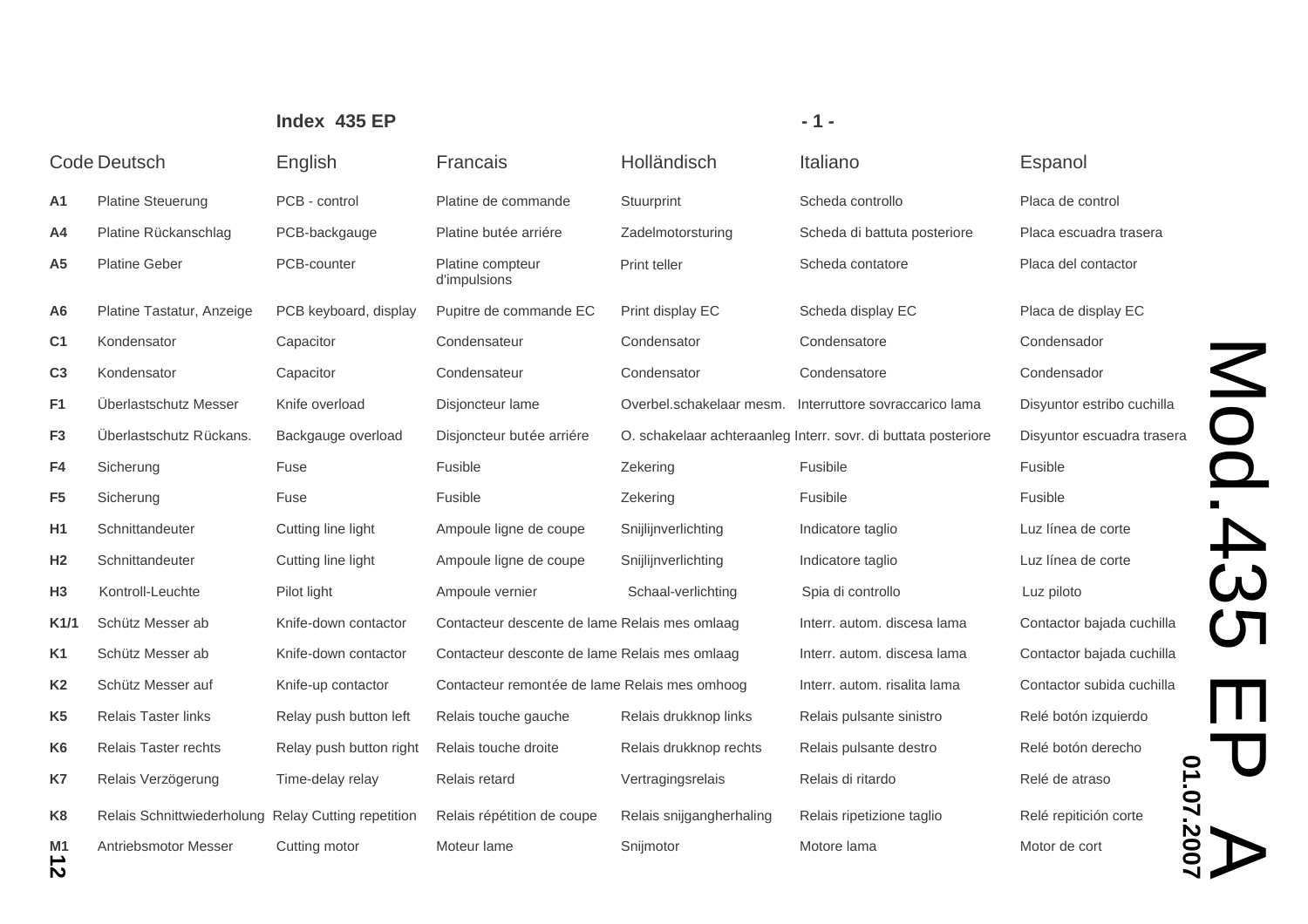**Index 435 EP** - 1 -

| Code | Deutsch | English | Francais | Holländisch | Italiano | Espanol |
|---|---|---|---|---|---|---|
| **A1** | Platine Steuerung | PCB - control | Platine de commande | Stuurprint | Scheda controllo | Placa de control |
| **A4** | Platine Rückanschlag | PCB-backgauge | Platine butée arriére | Zadelmotorsturing | Scheda di battuta posteriore | Placa escuadra trasera |
| **A5** | Platine Geber | PCB-counter | Platine compteur d'impulsions | Print teller | Scheda contatore | Placa del contactor |
| **A6** | Platine Tastatur, Anzeige | PCB keyboard, display | Pupitre de commande EC | Print display EC | Scheda display EC | Placa de display EC |
| **C1** | Kondensator | Capacitor | Condensateur | Condensator | Condensatore | Condensador |
| **C3** | Kondensator | Capacitor | Condensateur | Condensator | Condensatore | Condensador |
| **F1** | Überlastschutz Messer | Knife overload | Disjoncteur lame | Overbel.schakelaar mesm. | Interruttore sovraccarico lama | Disyuntor estribo cuchilla |
| **F3** | Überlastschutz Rückans. | Backgauge overload | Disjoncteur butée arriére | O. schakelaar achteraanleg | Interr. sovr. di buttata posteriore | Disyuntor escuadra trasera |
| **F4** | Sicherung | Fuse | Fusible | Zekering | Fusibile | Fusible |
| **F5** | Sicherung | Fuse | Fusible | Zekering | Fusibile | Fusible |
| **H1** | Schnittandeuter | Cutting line light | Ampoule ligne de coupe | Snijlijnverlichting | Indicatore taglio | Luz línea de corte |
| **H2** | Schnittandeuter | Cutting line light | Ampoule ligne de coupe | Snijlijnverlichting | Indicatore taglio | Luz línea de corte |
| **H3** | Kontroll-Leuchte | Pilot light | Ampoule vernier | Schaal-verlichting | Spia di controllo | Luz piloto |
| **K1/1** | Schütz Messer ab | Knife-down contactor | Contacteur descente de lame | Relais mes omlaag | Interr. autom. discesa lama | Contactor bajada cuchilla |
| **K1** | Schütz Messer ab | Knife-down contactor | Contacteur desconte de lame | Relais mes omlaag | Interr. autom. discesa lama | Contactor bajada cuchilla |
| **K2** | Schütz Messer auf | Knife-up contactor | Contacteur remontée de lame | Relais mes omhoog | Interr. autom. risalita lama | Contactor subida cuchilla |
| **K5** | Relais Taster links | Relay push button left | Relais touche gauche | Relais drukknop links | Relais pulsante sinistro | Relé botón izquierdo |
| **K6** | Relais Taster rechts | Relay push button right | Relais touche droite | Relais drukknop rechts | Relais pulsante destro | Relé botón derecho |
| **K7** | Relais Verzögerung | Time-delay relay | Relais retard | Vertragingsrelais | Relais di ritardo | Relé de atraso |
| **K8** | Relais Schnittwiederholung | Relay Cutting repetition | Relais répétition de coupe | Relais snijgangherhaling | Relais ripetizione taglio | Relé repitición corte |
| **M1** | Antriebsmotor Messer | Cutting motor | Moteur lame | Snijmotor | Motore lama | Motor de cort |

Mod.435 EP A

01.07.2007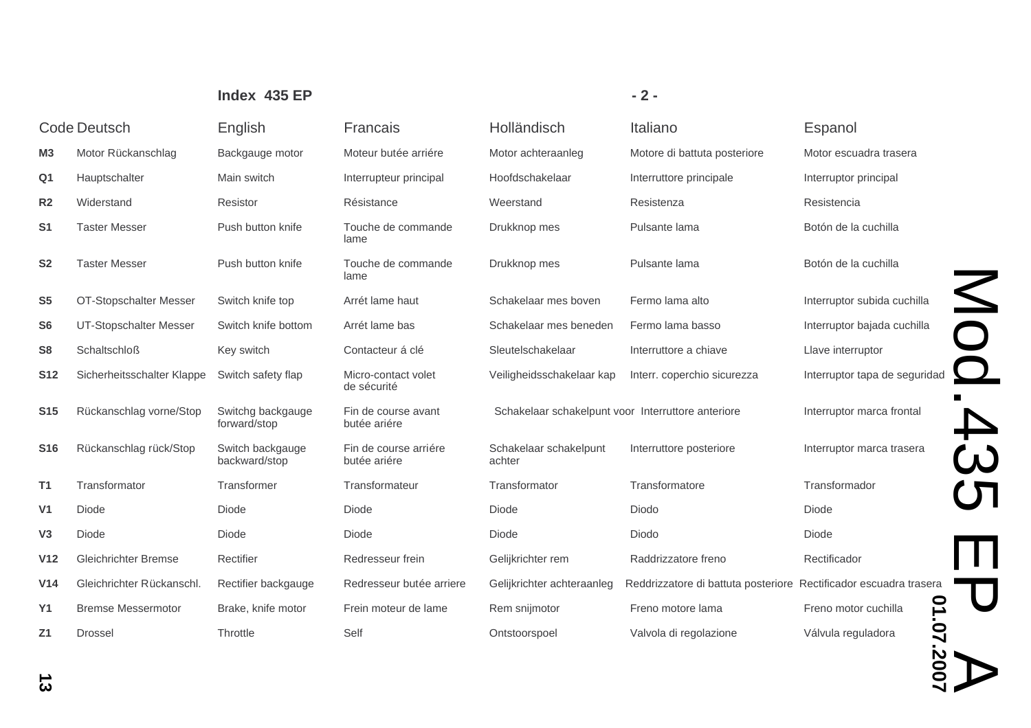**Index 435 EP** - 2 -

| Code | Deutsch | English | Francais | Holländisch | Italiano | Espanol |
|---|---|---|---|---|---|---|
| **M3** | Motor Rückanschlag | Backgauge motor | Moteur butée arriére | Motor achteraanleg | Motore di battuta posteriore | Motor escuadra trasera |
| **Q1** | Hauptschalter | Main switch | Interrupteur principal | Hoofdschakelaar | Interruttore principale | Interruptor principal |
| **R2** | Widerstand | Resistor | Résistance | Weerstand | Resistenza | Resistencia |
| **S1** | Taster Messer | Push button knife | Touche de commande lame | Drukknop mes | Pulsante lama | Botón de la cuchilla |
| **S2** | Taster Messer | Push button knife | Touche de commande lame | Drukknop mes | Pulsante lama | Botón de la cuchilla |
| **S5** | OT-Stopschalter Messer | Switch knife top | Arrét lame haut | Schakelaar mes boven | Fermo lama alto | Interruptor subida cuchilla |
| **S6** | UT-Stopschalter Messer | Switch knife bottom | Arrét lame bas | Schakelaar mes beneden | Fermo lama basso | Interruptor bajada cuchilla |
| **S8** | Schaltschloß | Key switch | Contacteur á clé | Sleutelschakelaar | Interruttore a chiave | Llave interruptor |
| **S12** | Sicherheitsschalter Klappe | Switch safety flap | Micro-contact volet de sécurité | Veiligheidsschakelaar kap | Interr. coperchio sicurezza | Interruptor tapa de seguridad |
| **S15** | Rückanschlag vorne/Stop | Switchg backgauge forward/stop | Fin de course avant butée ariére | Schakelaar schakelpunt voor | Interruttore anteriore | Interruptor marca frontal |
| **S16** | Rückanschlag rück/Stop | Switch backgauge backward/stop | Fin de course arriére butée ariére | Schakelaar schakelpunt achter | Interruttore posteriore | Interruptor marca trasera |
| **T1** | Transformator | Transformer | Transformateur | Transformator | Transformatore | Transformador |
| **V1** | Diode | Diode | Diode | Diode | Diodo | Diode |
| **V3** | Diode | Diode | Diode | Diode | Diodo | Diode |
| **V12** | Gleichrichter Bremse | Rectifier | Redresseur frein | Gelijkrichter rem | Raddrizzatore freno | Rectificador |
| **V14** | Gleichrichter Rückanschl. | Rectifier backgauge | Redresseur butée arriere | Gelijkrichter achteraanleg | Reddrizzatore di battuta posteriore | Rectificador escuadra trasera |
| **Y1** | Bremse Messermotor | Brake, knife motor | Frein moteur de lame | Rem snijmotor | Freno motore lama | Freno motor cuchilla |
| **Z1** | Drossel | Throttle | Self | Ontstoorspoel | Valvola di regolazione | Válvula reguladora |

Mod.435 EP A

01.07.2007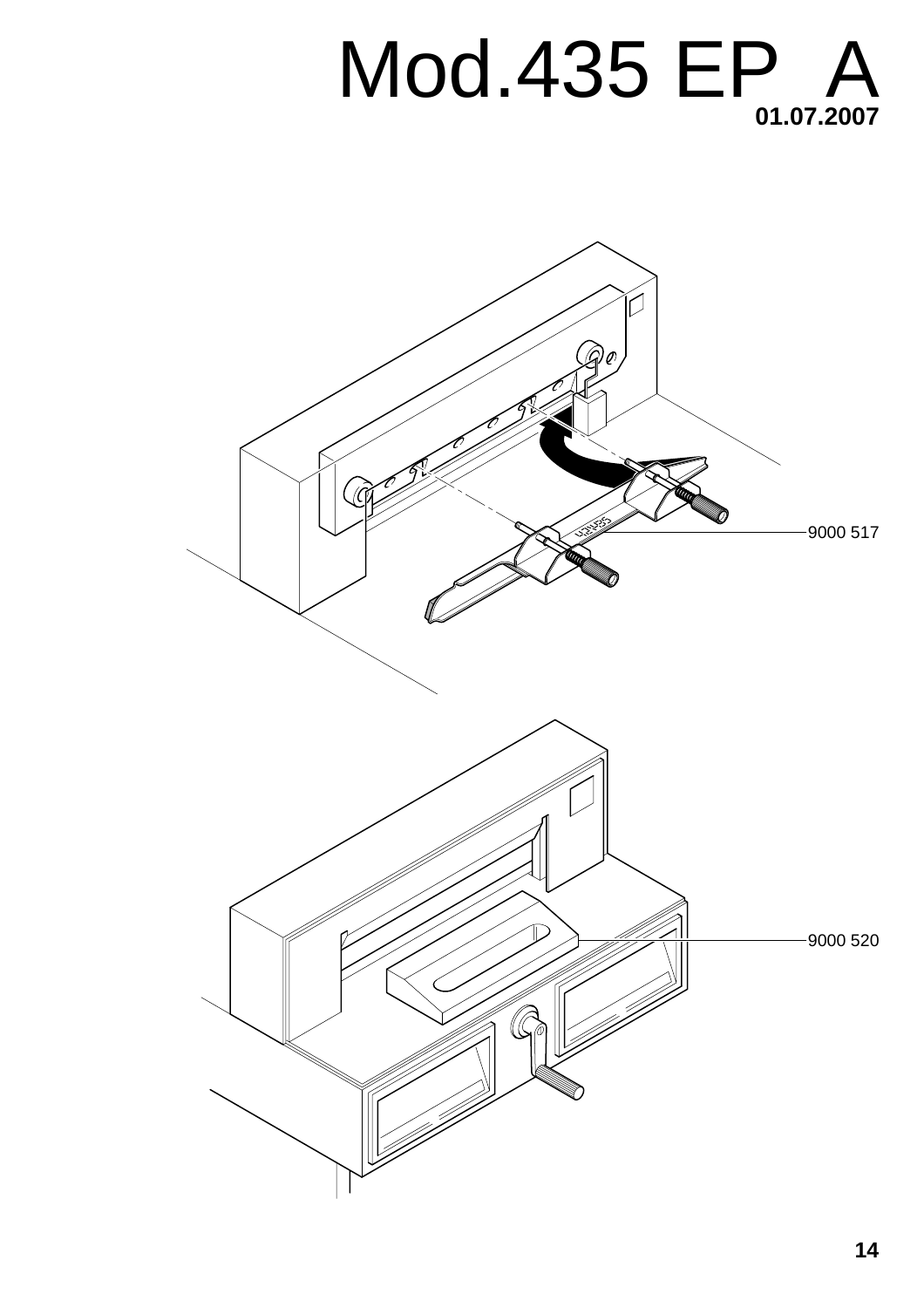# Mod.435 EP A

**01.07.2007**

9000 517

9000 520